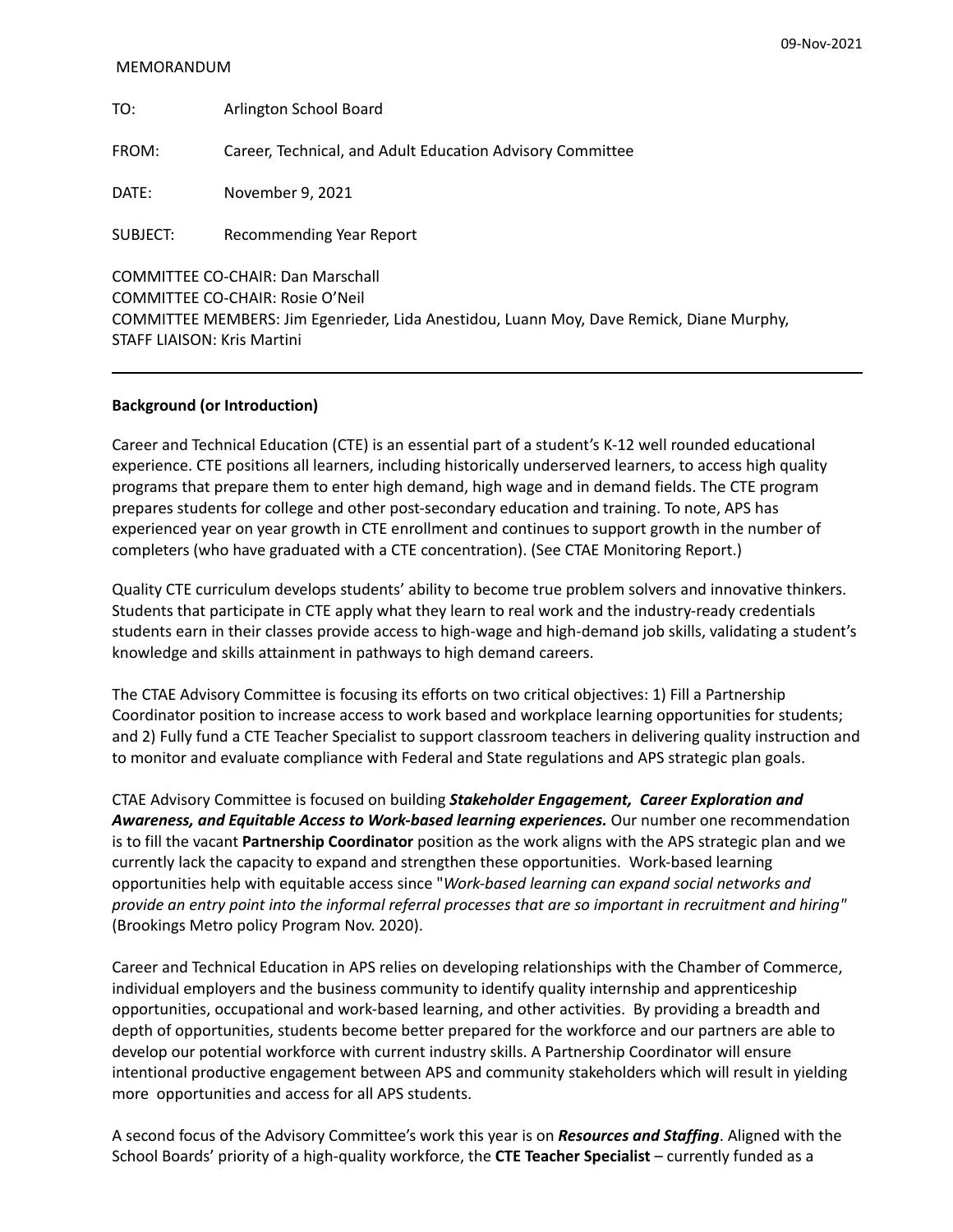09-Nov-2021

MEMORANDUM

TO: Arlington School Board

FROM: Career, Technical, and Adult Education Advisory Committee

DATE: November 9, 2021

SUBJECT: Recommending Year Report

COMMITTEE CO-CHAIR: Dan Marschall
COMMITTEE CO-CHAIR: Rosie O'Neil
COMMITTEE MEMBERS: Jim Egenrieder, Lida Anestidou, Luann Moy, Dave Remick, Diane Murphy,
STAFF LIAISON: Kris Martini

---

**Background (or Introduction)**

Career and Technical Education (CTE) is an essential part of a student's K-12 well rounded educational experience. CTE positions all learners, including historically underserved learners, to access high quality programs that prepare them to enter high demand, high wage and in demand fields. The CTE program prepares students for college and other post-secondary education and training. To note, APS has experienced year on year growth in CTE enrollment and continues to support growth in the number of completers (who have graduated with a CTE concentration). (See CTAE Monitoring Report.)

Quality CTE curriculum develops students' ability to become true problem solvers and innovative thinkers. Students that participate in CTE apply what they learn to real work and the industry-ready credentials students earn in their classes provide access to high-wage and high-demand job skills, validating a student's knowledge and skills attainment in pathways to high demand careers.

The CTAE Advisory Committee is focusing its efforts on two critical objectives: 1) Fill a Partnership Coordinator position to increase access to work based and workplace learning opportunities for students; and 2) Fully fund a CTE Teacher Specialist to support classroom teachers in delivering quality instruction and to monitor and evaluate compliance with Federal and State regulations and APS strategic plan goals.

CTAE Advisory Committee is focused on building ***Stakeholder Engagement, Career Exploration and Awareness, and Equitable Access to Work-based learning experiences.*** Our number one recommendation is to fill the vacant **Partnership Coordinator** position as the work aligns with the APS strategic plan and we currently lack the capacity to expand and strengthen these opportunities. Work-based learning opportunities help with equitable access since "*Work-based learning can expand social networks and provide an entry point into the informal referral processes that are so important in recruitment and hiring*" (Brookings Metro policy Program Nov. 2020).

Career and Technical Education in APS relies on developing relationships with the Chamber of Commerce, individual employers and the business community to identify quality internship and apprenticeship opportunities, occupational and work-based learning, and other activities. By providing a breadth and depth of opportunities, students become better prepared for the workforce and our partners are able to develop our potential workforce with current industry skills. A Partnership Coordinator will ensure intentional productive engagement between APS and community stakeholders which will result in yielding more opportunities and access for all APS students.

A second focus of the Advisory Committee's work this year is on ***Resources and Staffing***. Aligned with the School Boards' priority of a high-quality workforce, the **CTE Teacher Specialist** – currently funded as a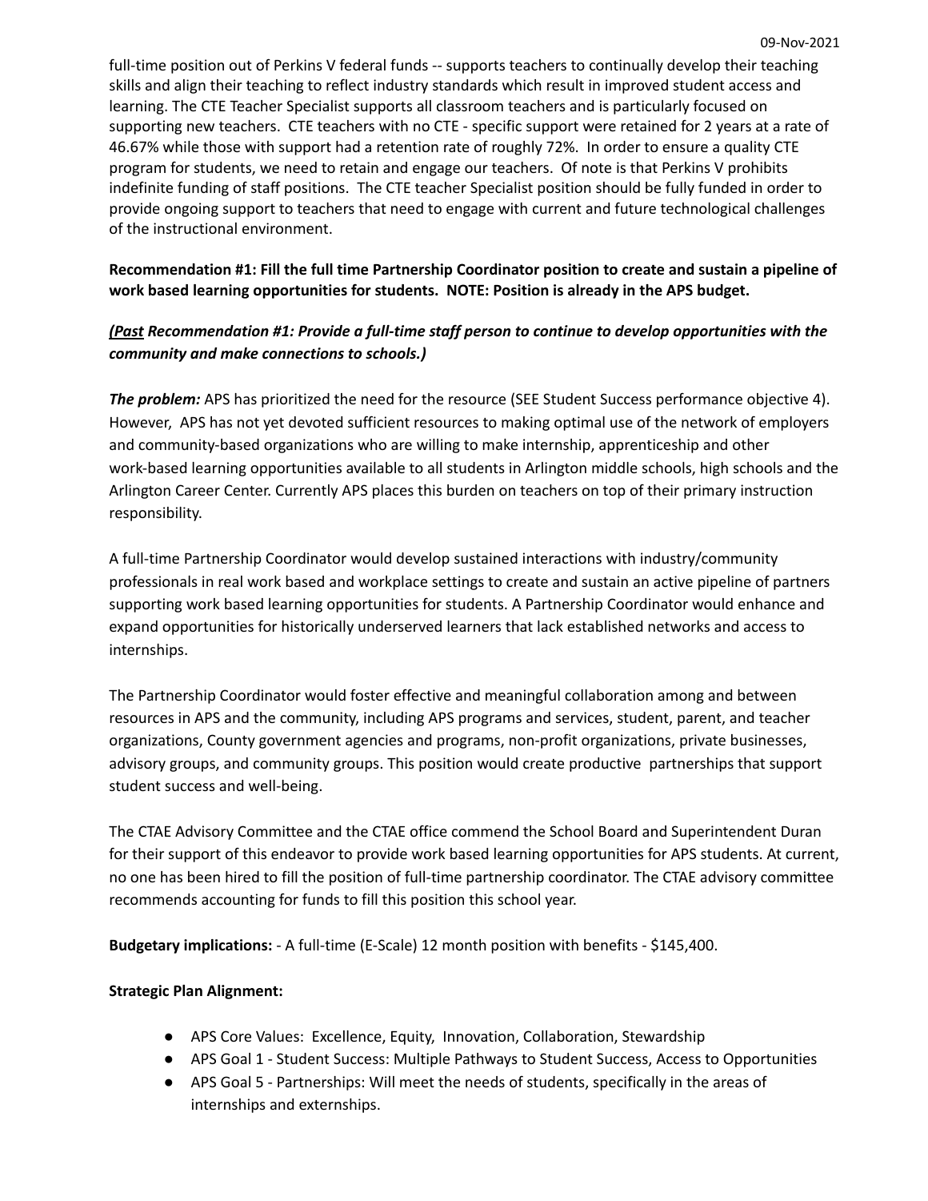full-time position out of Perkins V federal funds -- supports teachers to continually develop their teaching skills and align their teaching to reflect industry standards which result in improved student access and learning. The CTE Teacher Specialist supports all classroom teachers and is particularly focused on supporting new teachers. CTE teachers with no CTE - specific support were retained for 2 years at a rate of 46.67% while those with support had a retention rate of roughly 72%. In order to ensure a quality CTE program for students, we need to retain and engage our teachers. Of note is that Perkins V prohibits indefinite funding of staff positions. The CTE teacher Specialist position should be fully funded in order to provide ongoing support to teachers that need to engage with current and future technological challenges of the instructional environment.

**Recommendation #1: Fill the full time Partnership Coordinator position to create and sustain a pipeline of work based learning opportunities for students. NOTE: Position is already in the APS budget.**

***(<u>Past</u> Recommendation #1: Provide a full-time staff person to continue to develop opportunities with the community and make connections to schools.)***

***The problem:*** APS has prioritized the need for the resource (SEE Student Success performance objective 4). However, APS has not yet devoted sufficient resources to making optimal use of the network of employers and community-based organizations who are willing to make internship, apprenticeship and other work-based learning opportunities available to all students in Arlington middle schools, high schools and the Arlington Career Center. Currently APS places this burden on teachers on top of their primary instruction responsibility.

A full-time Partnership Coordinator would develop sustained interactions with industry/community professionals in real work based and workplace settings to create and sustain an active pipeline of partners supporting work based learning opportunities for students. A Partnership Coordinator would enhance and expand opportunities for historically underserved learners that lack established networks and access to internships.

The Partnership Coordinator would foster effective and meaningful collaboration among and between resources in APS and the community, including APS programs and services, student, parent, and teacher organizations, County government agencies and programs, non-profit organizations, private businesses, advisory groups, and community groups. This position would create productive partnerships that support student success and well-being.

The CTAE Advisory Committee and the CTAE office commend the School Board and Superintendent Duran for their support of this endeavor to provide work based learning opportunities for APS students. At current, no one has been hired to fill the position of full-time partnership coordinator. The CTAE advisory committee recommends accounting for funds to fill this position this school year.

**Budgetary implications:** - A full-time (E-Scale) 12 month position with benefits - $145,400.

**Strategic Plan Alignment:**

- APS Core Values: Excellence, Equity, Innovation, Collaboration, Stewardship
- APS Goal 1 - Student Success: Multiple Pathways to Student Success, Access to Opportunities
- APS Goal 5 - Partnerships: Will meet the needs of students, specifically in the areas of internships and externships.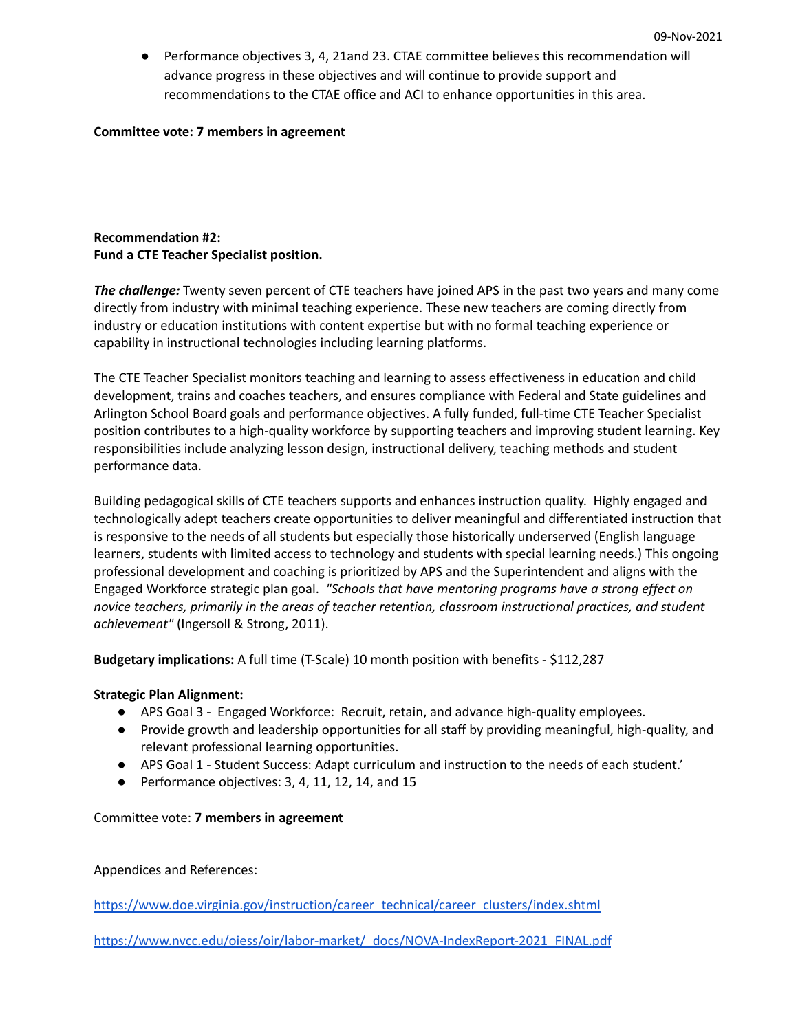- Performance objectives 3, 4, 21and 23. CTAE committee believes this recommendation will advance progress in these objectives and will continue to provide support and recommendations to the CTAE office and ACI to enhance opportunities in this area.

**Committee vote: 7 members in agreement**

**Recommendation #2:**
**Fund a CTE Teacher Specialist position.**

***The challenge:*** Twenty seven percent of CTE teachers have joined APS in the past two years and many come directly from industry with minimal teaching experience. These new teachers are coming directly from industry or education institutions with content expertise but with no formal teaching experience or capability in instructional technologies including learning platforms.

The CTE Teacher Specialist monitors teaching and learning to assess effectiveness in education and child development, trains and coaches teachers, and ensures compliance with Federal and State guidelines and Arlington School Board goals and performance objectives. A fully funded, full-time CTE Teacher Specialist position contributes to a high-quality workforce by supporting teachers and improving student learning. Key responsibilities include analyzing lesson design, instructional delivery, teaching methods and student performance data.

Building pedagogical skills of CTE teachers supports and enhances instruction quality. Highly engaged and technologically adept teachers create opportunities to deliver meaningful and differentiated instruction that is responsive to the needs of all students but especially those historically underserved (English language learners, students with limited access to technology and students with special learning needs.) This ongoing professional development and coaching is prioritized by APS and the Superintendent and aligns with the Engaged Workforce strategic plan goal. *"Schools that have mentoring programs have a strong effect on novice teachers, primarily in the areas of teacher retention, classroom instructional practices, and student achievement"* (Ingersoll & Strong, 2011).

**Budgetary implications:** A full time (T-Scale) 10 month position with benefits - $112,287

**Strategic Plan Alignment:**

- APS Goal 3 - Engaged Workforce: Recruit, retain, and advance high-quality employees.
- Provide growth and leadership opportunities for all staff by providing meaningful, high-quality, and relevant professional learning opportunities.
- APS Goal 1 - Student Success: Adapt curriculum and instruction to the needs of each student.'
- Performance objectives: 3, 4, 11, 12, 14, and 15

Committee vote: **7 members in agreement**

Appendices and References:

https://www.doe.virginia.gov/instruction/career_technical/career_clusters/index.shtml

https://www.nvcc.edu/oiess/oir/labor-market/_docs/NOVA-IndexReport-2021_FINAL.pdf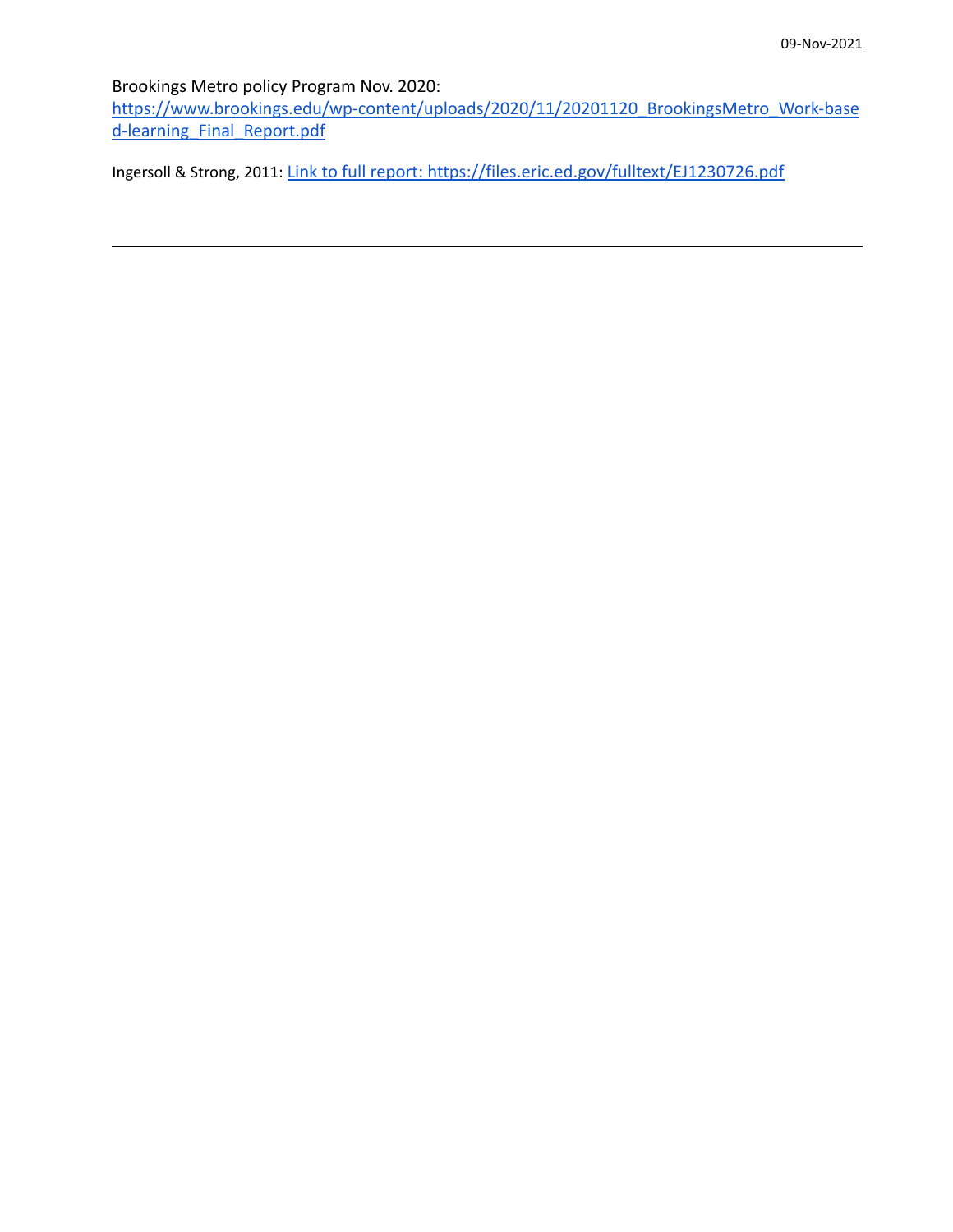Brookings Metro policy Program Nov. 2020: [https://www.brookings.edu/wp-content/uploads/2020/11/20201120_BrookingsMetro_Work-based-learning_Final_Report.pdf](https://www.brookings.edu/wp-content/uploads/2020/11/20201120_BrookingsMetro_Work-based-learning_Final_Report.pdf)

Ingersoll & Strong, 2011: [Link to full report: https://files.eric.ed.gov/fulltext/EJ1230726.pdf](https://files.eric.ed.gov/fulltext/EJ1230726.pdf)

---